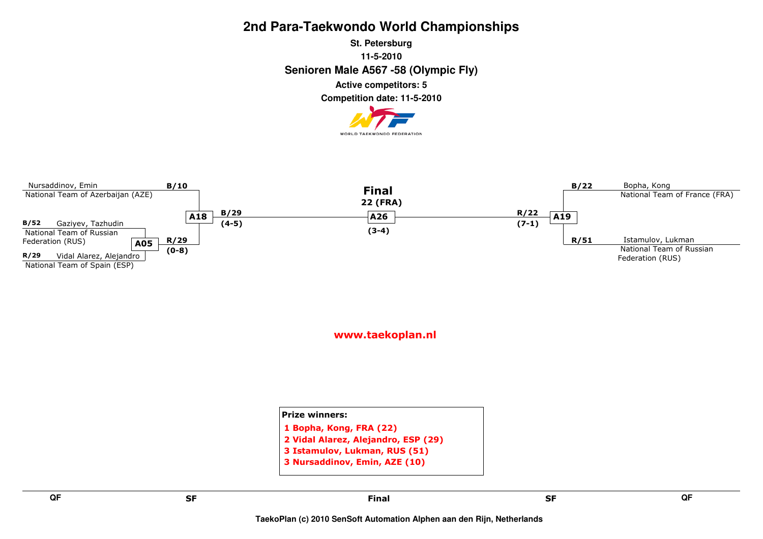# 2nd Para-Taekwondo World Championships

**St. Petersburg**

**11-5-2010**

**Senioren Male A567 -58 (Olympic Fly)**

**Active competitors: 5**

**Competition date: 11-5-2010**

WORLD TAEKWONDO FEDERATION

Nursaddinov, Emin
National Team of Azerbaijan (AZE)

B/10

B/52 Gaziyev, Tazhudin
National Team of Russian Federation (RUS)

A05

R/29 Vidal Alarez, Alejandro
National Team of Spain (ESP)

R/29 (0-8)

A18

B/29 (4-5)

**Final**
22 (FRA)

A26
(3-4)

R/22 (7-1)

A19

B/22 Bopha, Kong
National Team of France (FRA)

R/51 Istamulov, Lukman
National Team of Russian Federation (RUS)

www.taekoplan.nl

**Prize winners:**

1 Bopha, Kong, FRA (22)
2 Vidal Alarez, Alejandro, ESP (29)
3 Istamulov, Lukman, RUS (51)
3 Nursaddinov, Emin, AZE (10)

QF | SF | Final | SF | QF

TaekoPlan (c) 2010 SenSoft Automation Alphen aan den Rijn, Netherlands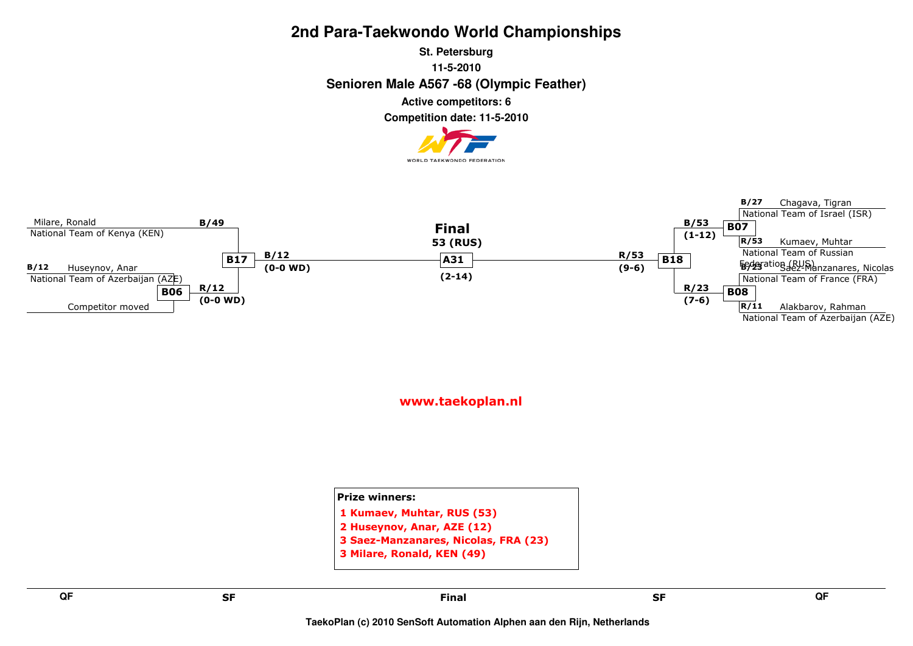# 2nd Para-Taekwondo World Championships

**St. Petersburg**

**11-5-2010**

**Senioren Male A567 -68 (Olympic Feather)**

**Active competitors: 6**

**Competition date: 11-5-2010**

WORLD TAEKWONDO FEDERATION

Milare, Ronald
National Team of Kenya (KEN)

B/49

B/12 Huseynov, Anar
National Team of Azerbaijan (AZE)

B06

Competitor moved

R/12
(0-0 WD)

B17

B/12
(0-0 WD)

**Final**
**53 (RUS)**

A31

(2-14)

R/53
(9-6)

B18

B/53
(1-12)

B07

B/27 Chagava, Tigran
National Team of Israel (ISR)

R/53 Kumaev, Muhtar
National Team of Russian Federation (RUS)

R/23
(7-6)

B08

B/23 Saez-Manzanares, Nicolas
National Team of France (FRA)

R/11 Alakbarov, Rahman
National Team of Azerbaijan (AZE)

www.taekoplan.nl

**Prize winners:**

1 Kumaev, Muhtar, RUS (53)
2 Huseynov, Anar, AZE (12)
3 Saez-Manzanares, Nicolas, FRA (23)
3 Milare, Ronald, KEN (49)

QF | SF | Final | SF | QF

TaekoPlan (c) 2010 SenSoft Automation Alphen aan den Rijn, Netherlands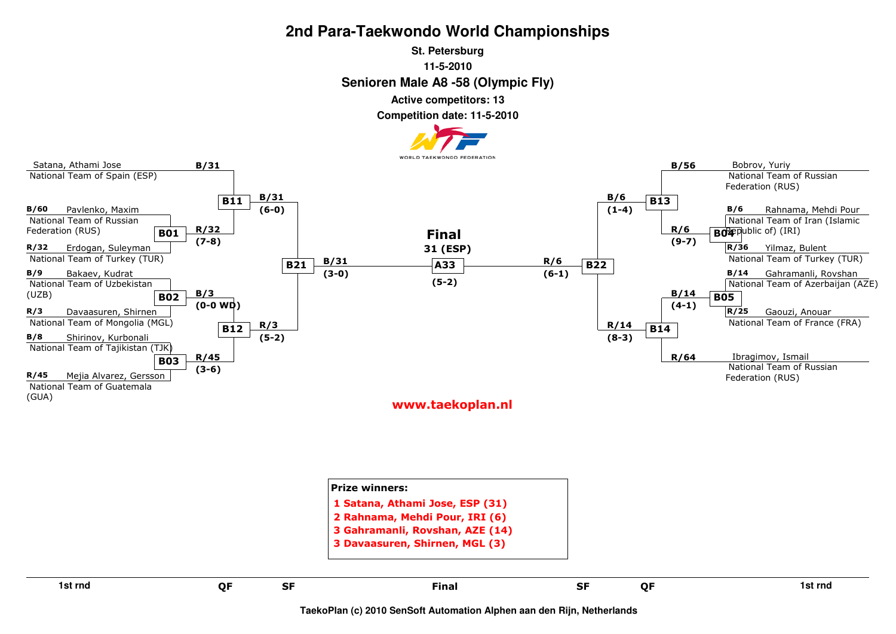# 2nd Para-Taekwondo World Championships

**St. Petersburg**

**11-5-2010**

## Senioren Male A8 -58 (Olympic Fly)

**Active competitors: 13**

**Competition date: 11-5-2010**

WORLD TAEKWONDO FEDERATION

### 1st round (left)

- Satana, Athami Jose — National Team of Spain (ESP) — B/31
- **B01**: B/60 Pavlenko, Maxim — National Team of Russian Federation (RUS) vs R/32 Erdogan, Suleyman — National Team of Turkey (TUR) → R/32 (7-8)
- **B02**: B/9 Bakaev, Kudrat — National Team of Uzbekistan (UZB) vs R/3 Davaasuren, Shirnen — National Team of Mongolia (MGL) → B/3 (0-0 WD)
- **B03**: B/8 Shirinov, Kurbonali — National Team of Tajikistan (TJK) vs R/45 Mejia Alvarez, Gersson — National Team of Guatemala (GUA) → R/45 (3-6)

### 1st round (right)

- Bobrov, Yuriy — National Team of Russian Federation (RUS) — B/56
- **B04**: B/6 Rahnama, Mehdi Pour — National Team of Iran (Islamic Republic of) (IRI) vs R/36 Yilmaz, Bulent — National Team of Turkey (TUR) → R/6 (9-7)
- **B05**: B/14 Gahramanli, Rovshan — National Team of Azerbaijan (AZE) vs R/25 Gaouzi, Anouar — National Team of France (FRA) → B/14 (4-1)
- Ibragimov, Ismail — National Team of Russian Federation (RUS) — R/64

### QF

- **B11**: B/31 vs R/32 → B/31 (6-0)
- **B12**: B/3 vs R/45 → R/3 (5-2)
- **B13**: B/56 vs R/6 → B/6 (1-4)
- **B14**: B/14 vs R/64 → R/14 (8-3)

### SF

- **B21**: B/31 vs R/3 → B/31 (3-0)
- **B22**: B/6 vs R/14 → R/6 (6-1)

### Final

- **A33**: B/31 vs R/6 → 31 (ESP) (5-2)

www.taekoplan.nl

**Prize winners:**

1. Satana, Athami Jose, ESP (31)
2. Rahnama, Mehdi Pour, IRI (6)
3. Gahramanli, Rovshan, AZE (14)
3. Davaasuren, Shirnen, MGL (3)

1st rnd | QF | SF | Final | SF | QF | 1st rnd

TaekoPlan (c) 2010 SenSoft Automation Alphen aan den Rijn, Netherlands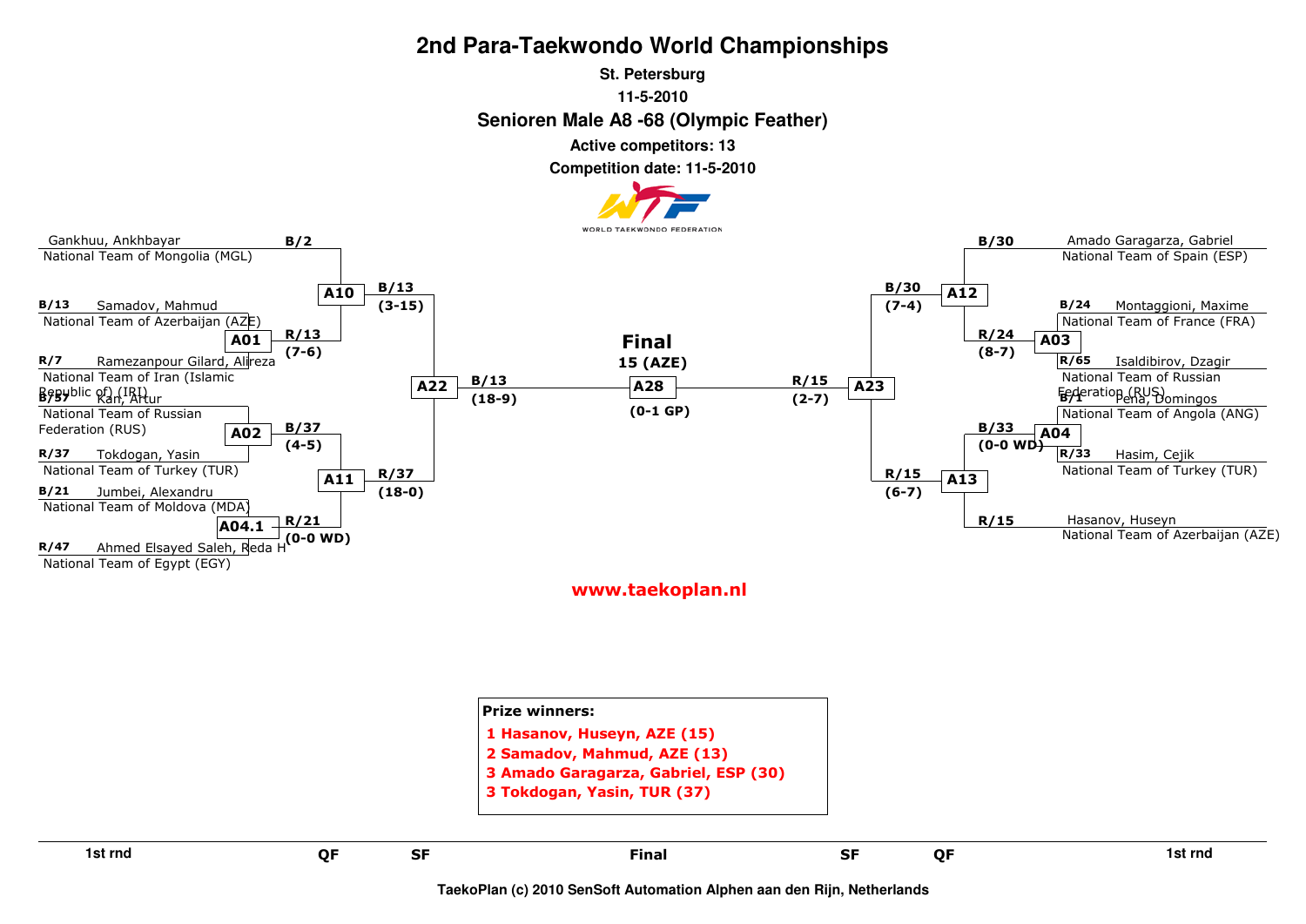# 2nd Para-Taekwondo World Championships

**St. Petersburg**

**11-5-2010**

## Senioren Male A8 -68 (Olympic Feather)

**Active competitors: 13**

**Competition date: 11-5-2010**

WORLD TAEKWONDO FEDERATION

### Left side of bracket

**1st rnd**

- B/2 Gankhuu, Ankhbayar — National Team of Mongolia (MGL)
- B/13 Samadov, Mahmud — National Team of Azerbaijan (AZE)
- R/7 Ramezanpour Gilard, Alireza — National Team of Iran (Islamic Republic of) (IRI)
- B/57 Kan, Artur — National Team of Russian Federation (RUS)
- R/37 Tokdogan, Yasin — National Team of Turkey (TUR)
- B/21 Jumbei, Alexandru — National Team of Moldova (MDA)
- R/47 Ahmed Elsayed Saleh, Reda H — National Team of Egypt (EGY)

| Match | Winner | Score |
|---|---|---|
| A01 | R/13 | (7-6) |
| A02 | B/37 | (4-5) |
| A04.1 | R/21 | (0-0 WD) |
| A10 | B/13 | (3-15) |
| A11 | R/37 | (18-0) |
| A22 | B/13 | (18-9) |

### Right side of bracket

**1st rnd**

- B/30 Amado Garagarza, Gabriel — National Team of Spain (ESP)
- B/24 Montaggioni, Maxime — National Team of France (FRA)
- R/65 Isaldibirov, Dzagir — National Team of Russian Federation (RUS)
- B/1 Pena, Domingos — National Team of Angola (ANG)
- R/33 Hasim, Cejik — National Team of Turkey (TUR)
- R/15 Hasanov, Huseyn — National Team of Azerbaijan (AZE)

| Match | Winner | Score |
|---|---|---|
| A03 | R/24 | (8-7) |
| A04 | B/33 | (0-0 WD) |
| A12 | B/30 | (7-4) |
| A13 | R/15 | (6-7) |
| A23 | R/15 | (2-7) |

### Final

**15 (AZE)**

A28 (0-1 GP)

www.taekoplan.nl

**Prize winners:**

1 Hasanov, Huseyn, AZE (15)
2 Samadov, Mahmud, AZE (13)
3 Amado Garagarza, Gabriel, ESP (30)
3 Tokdogan, Yasin, TUR (37)

1st rnd | QF | SF | Final | SF | QF | 1st rnd

TaekoPlan (c) 2010 SenSoft Automation Alphen aan den Rijn, Netherlands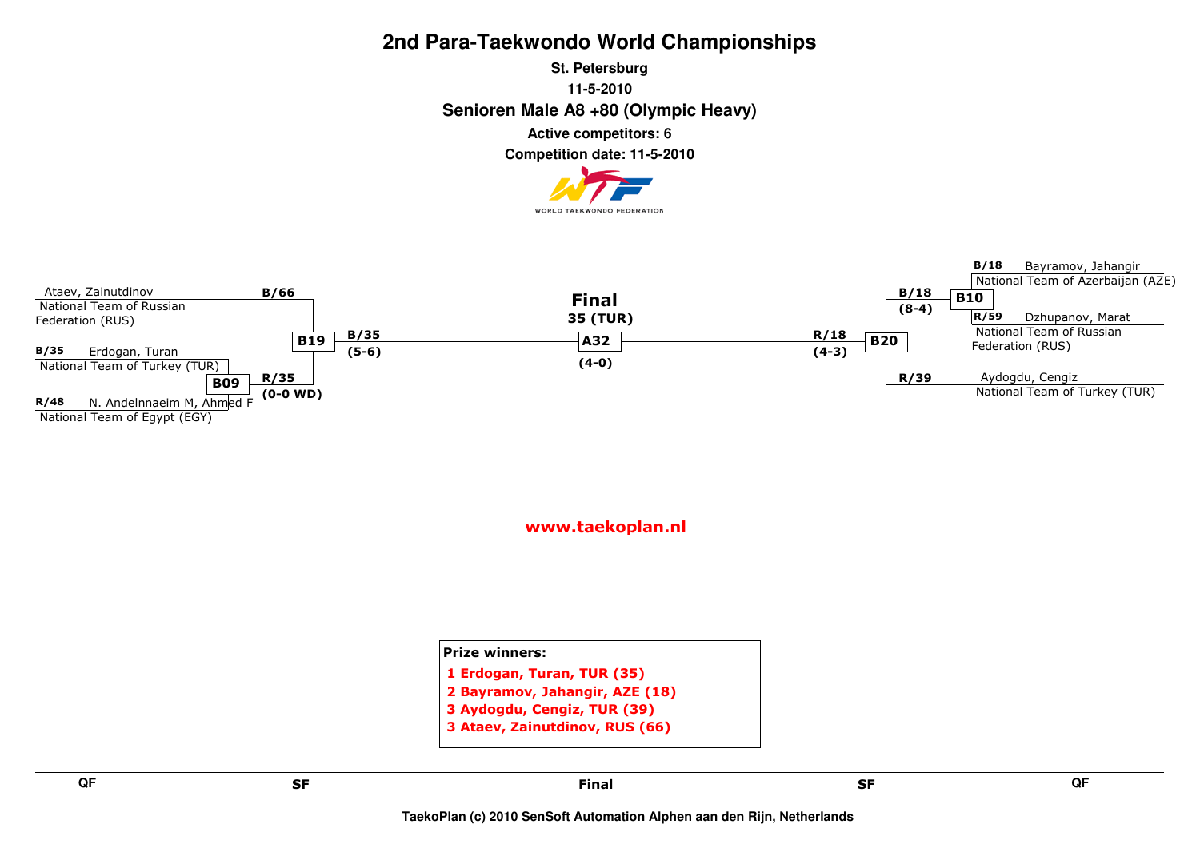# 2nd Para-Taekwondo World Championships

**St. Petersburg**

**11-5-2010**

**Senioren Male A8 +80 (Olympic Heavy)**

**Active competitors: 6**

**Competition date: 11-5-2010**

WORLD TAEKWONDO FEDERATION

Ataev, Zainutdinov
National Team of Russian Federation (RUS)

B/66

B/35 Erdogan, Turan
National Team of Turkey (TUR)

B09

R/48 N. Andelnnaeim M, Ahmed F
National Team of Egypt (EGY)

R/35
(0-0 WD)

B19

B/35
(5-6)

**Final**
**35 (TUR)**

A32

(4-0)

R/18
(4-3)

B20

B/18
(8-4)

B10

B/18 Bayramov, Jahangir
National Team of Azerbaijan (AZE)

R/59 Dzhupanov, Marat
National Team of Russian Federation (RUS)

R/39 Aydogdu, Cengiz
National Team of Turkey (TUR)

www.taekoplan.nl

**Prize winners:**

1 Erdogan, Turan, TUR (35)
2 Bayramov, Jahangir, AZE (18)
3 Aydogdu, Cengiz, TUR (39)
3 Ataev, Zainutdinov, RUS (66)

QF | SF | Final | SF | QF

TaekoPlan (c) 2010 SenSoft Automation Alphen aan den Rijn, Netherlands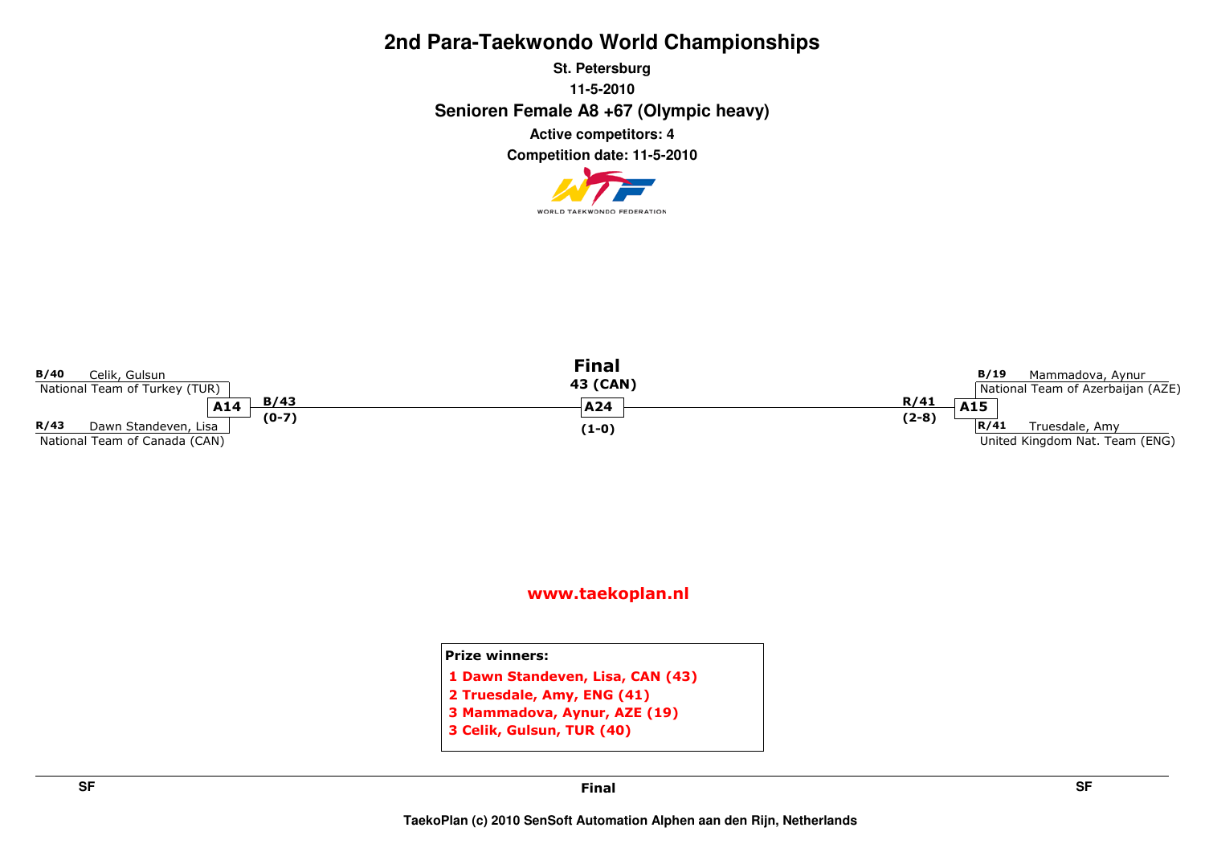# 2nd Para-Taekwondo World Championships

**St. Petersburg**

**11-5-2010**

**Senioren Female A8 +67 (Olympic heavy)**

**Active competitors: 4**

**Competition date: 11-5-2010**

WORLD TAEKWONDO FEDERATION

B/40 Celik, Gulsun
National Team of Turkey (TUR)

A14 — B/43 (0-7)

R/43 Dawn Standeven, Lisa
National Team of Canada (CAN)

**Final**

43 (CAN)

A24

(1-0)

B/19 Mammadova, Aynur
National Team of Azerbaijan (AZE)

A15 — R/41 (2-8)

R/41 Truesdale, Amy
United Kingdom Nat. Team (ENG)

www.taekoplan.nl

**Prize winners:**

1 Dawn Standeven, Lisa, CAN (43)
2 Truesdale, Amy, ENG (41)
3 Mammadova, Aynur, AZE (19)
3 Celik, Gulsun, TUR (40)

SF | Final | SF

TaekoPlan (c) 2010 SenSoft Automation Alphen aan den Rijn, Netherlands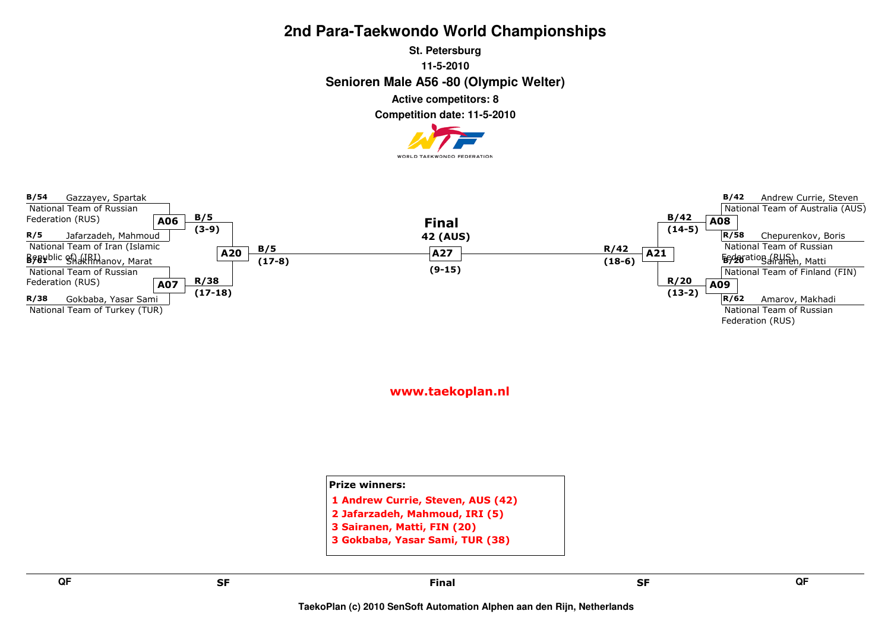# 2nd Para-Taekwondo World Championships

**St. Petersburg**

**11-5-2010**

## Senioren Male A56 -80 (Olympic Welter)

**Active competitors: 8**

**Competition date: 11-5-2010**

WORLD TAEKWONDO FEDERATION

**B/54** Gazzayev, Spartak
National Team of Russian Federation (RUS)

**A06**

**R/5** Jafarzadeh, Mahmoud
National Team of Iran (Islamic Republic of) (IRI)

**B/5** (3-9)

**A20**

**B/61** Shakhmanov, Marat
National Team of Russian Federation (RUS)

**A07**

**R/38** Gokbaba, Yasar Sami
National Team of Turkey (TUR)

**R/38** (17-18)

**B/5** (17-8)

**Final**

**42 (AUS)**

**A27**

**(9-15)**

**R/42** (18-6)

**A21**

**B/42** (14-5)

**B/42** Andrew Currie, Steven
National Team of Australia (AUS)

**A08**

**R/58** Chepurenkov, Boris
National Team of Russian Federation (RUS)

**R/20** (13-2)

**B/20** Sairanen, Matti
National Team of Finland (FIN)

**A09**

**R/62** Amarov, Makhadi
National Team of Russian Federation (RUS)

www.taekoplan.nl

**Prize winners:**

1 Andrew Currie, Steven, AUS (42)
2 Jafarzadeh, Mahmoud, IRI (5)
3 Sairanen, Matti, FIN (20)
3 Gokbaba, Yasar Sami, TUR (38)

QF | SF | Final | SF | QF

TaekoPlan (c) 2010 SenSoft Automation Alphen aan den Rijn, Netherlands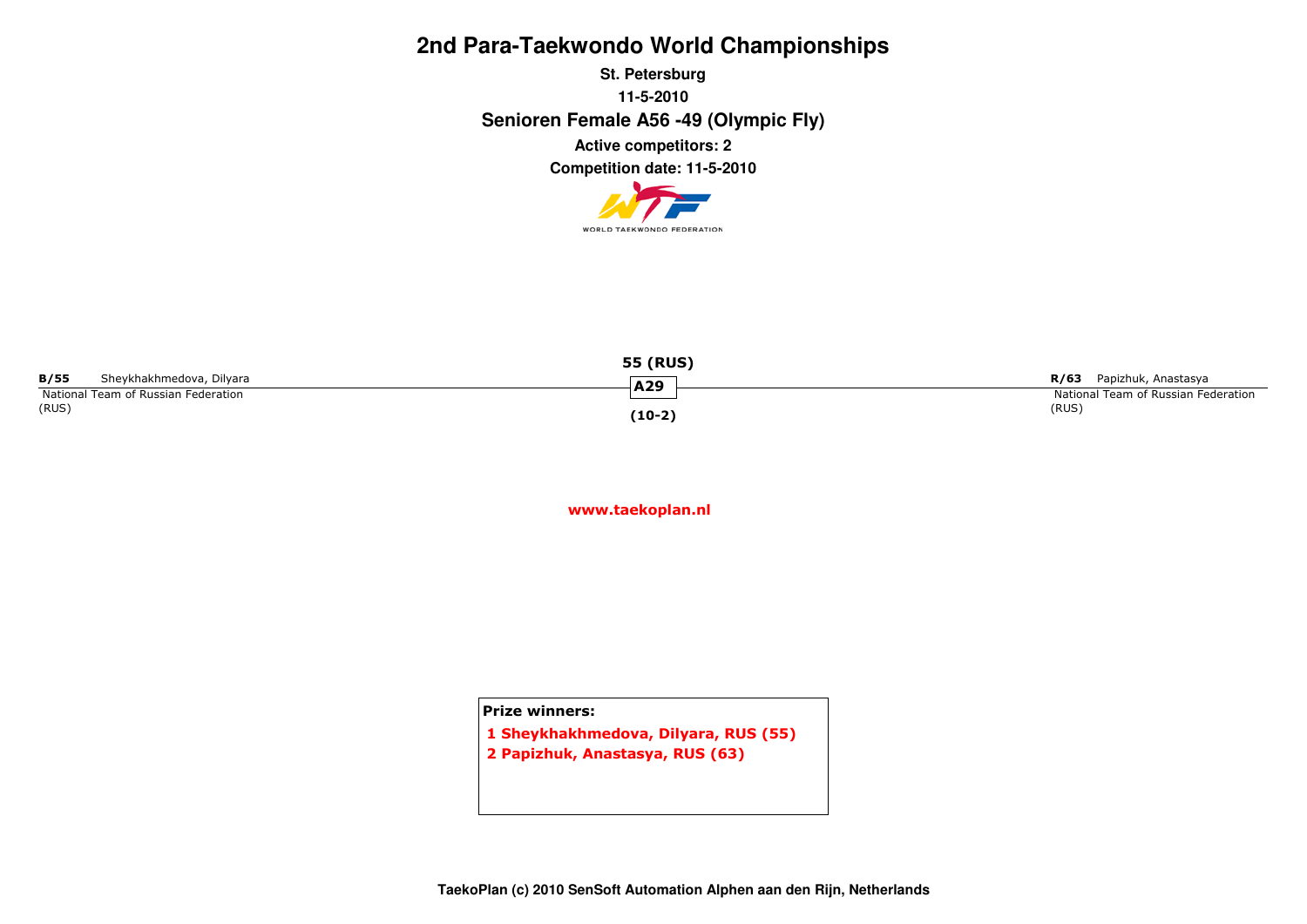# 2nd Para-Taekwondo World Championships

**St. Petersburg**

**11-5-2010**

## Senioren Female A56 -49 (Olympic Fly)

**Active competitors: 2**

**Competition date: 11-5-2010**

WORLD TAEKWONDO FEDERATION

**B/55** Sheykhakhmedova, Dilyara
National Team of Russian Federation
(RUS)

**55 (RUS)**
**A29**
**(10-2)**

**R/63** Papizhuk, Anastasya
National Team of Russian Federation
(RUS)

www.taekoplan.nl

**Prize winners:**

**1 Sheykhakhmedova, Dilyara, RUS (55)**
**2 Papizhuk, Anastasya, RUS (63)**

**TaekoPlan (c) 2010 SenSoft Automation Alphen aan den Rijn, Netherlands**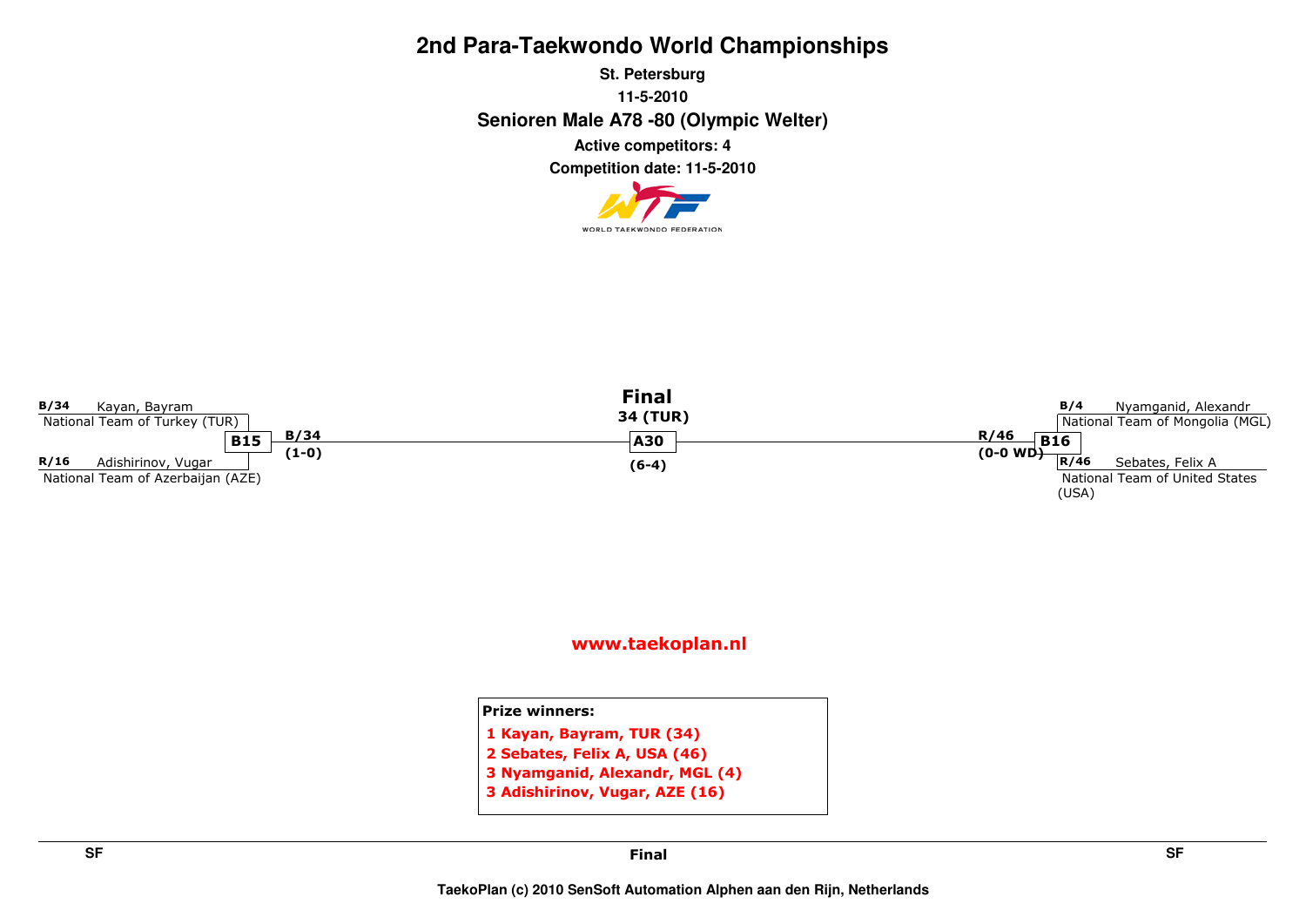# 2nd Para-Taekwondo World Championships

**St. Petersburg**

**11-5-2010**

**Senioren Male A78 -80 (Olympic Welter)**

**Active competitors: 4**

**Competition date: 11-5-2010**

WORLD TAEKWONDO FEDERATION

B/34 Kayan, Bayram
National Team of Turkey (TUR)

R/16 Adishirinov, Vugar
National Team of Azerbaijan (AZE)

B15 — B/34 (1-0)

**Final**
34 (TUR)

A30
(6-4)

R/46 (0-0 WD) — B16

B/4 Nyamganid, Alexandr
National Team of Mongolia (MGL)

R/46 Sebates, Felix A
National Team of United States (USA)

www.taekoplan.nl

**Prize winners:**

1. Kayan, Bayram, TUR (34)
2. Sebates, Felix A, USA (46)
3. Nyamganid, Alexandr, MGL (4)
3. Adishirinov, Vugar, AZE (16)

SF | Final | SF

TaekoPlan (c) 2010 SenSoft Automation Alphen aan den Rijn, Netherlands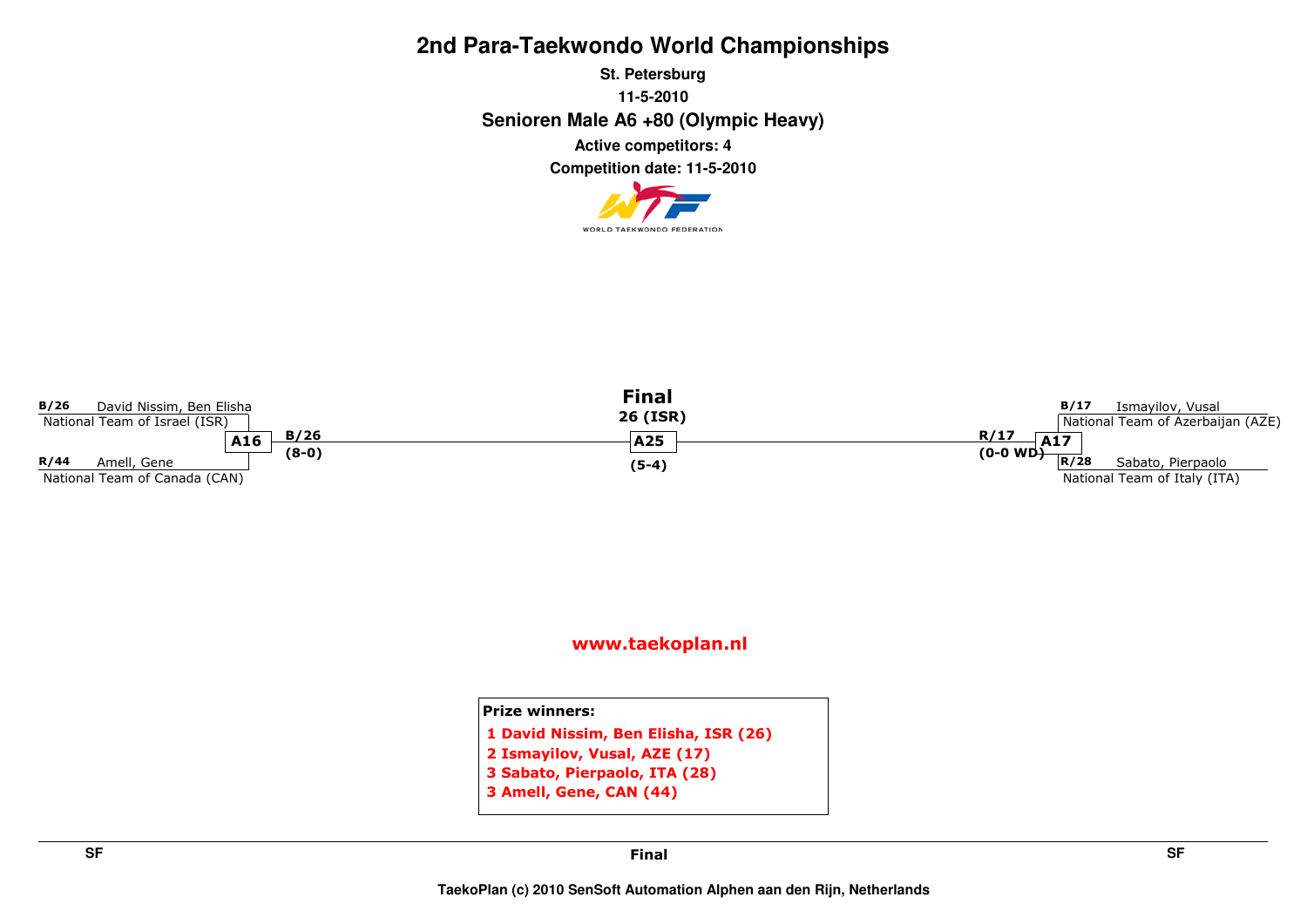# 2nd Para-Taekwondo World Championships

**St. Petersburg**

**11-5-2010**

**Senioren Male A6 +80 (Olympic Heavy)**

**Active competitors: 4**

**Competition date: 11-5-2010**

WORLD TAEKWONDO FEDERATION

B/26 David Nissim, Ben Elisha
National Team of Israel (ISR)

A16

R/44 Amell, Gene
National Team of Canada (CAN)

B/26
(8-0)

**Final**

26 (ISR)

A25

(5-4)

R/17
(0-0 WD)

A17

B/17 Ismayilov, Vusal
National Team of Azerbaijan (AZE)

R/28 Sabato, Pierpaolo
National Team of Italy (ITA)

www.taekoplan.nl

**Prize winners:**

1 David Nissim, Ben Elisha, ISR (26)
2 Ismayilov, Vusal, AZE (17)
3 Sabato, Pierpaolo, ITA (28)
3 Amell, Gene, CAN (44)

SF | Final | SF

TaekoPlan (c) 2010 SenSoft Automation Alphen aan den Rijn, Netherlands